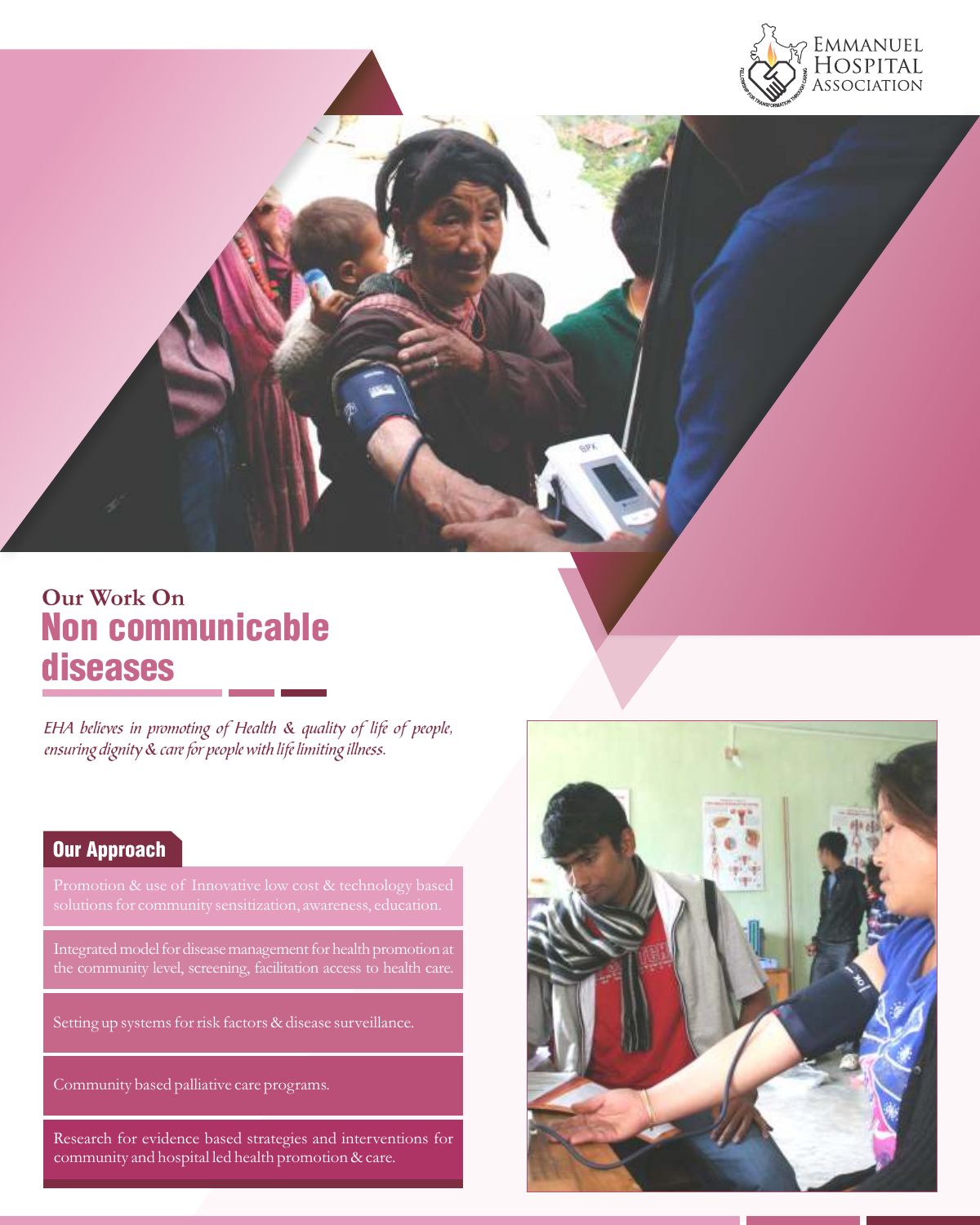EMMANUEL HOSPITAL ASSOCIATION

FELLOWSHIP FOR TRANSFORMATION THROUGH CARING

## Our Work On

# Non communicable diseases

*EHA believes in promoting of Health & quality of life of people, ensuring dignity & care for people with life limiting illness.*

### Our Approach

- Promotion & use of Innovative low cost & technology based solutions for community sensitization, awareness, education.
- Integrated model for disease management for health promotion at the community level, screening, facilitation access to health care.
- Setting up systems for risk factors & disease surveillance.
- Community based palliative care programs.
- Research for evidence based strategies and interventions for community and hospital led health promotion & care.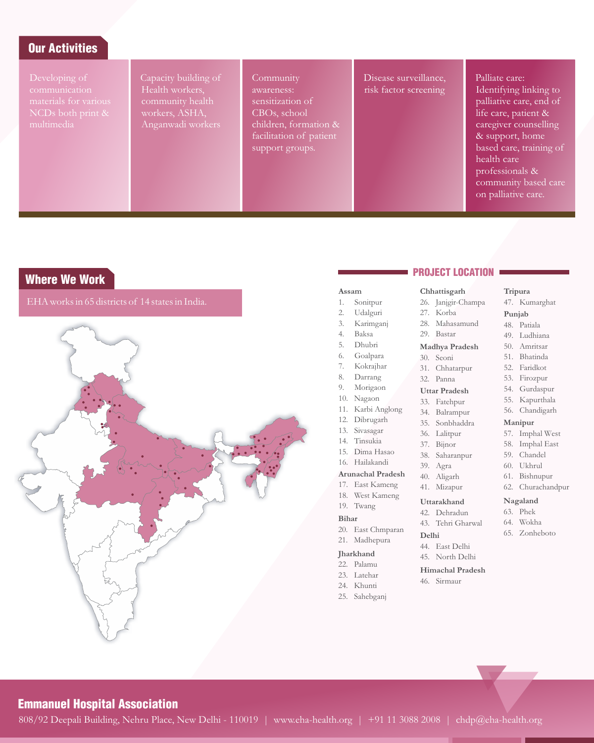## Our Activities

- Developing of communication materials for various NCDs both print & multimedia
- Capacity building of Health workers, community health workers, ASHA, Anganwadi workers
- Community awareness: sensitization of CBOs, school children, formation & facilitation of patient support groups.
- Disease surveillance, risk factor screening
- Palliate care: Identifying linking to palliative care, end of life care, patient & caregiver counselling & support, home based care, training of health care professionals & community based care on palliative care.

## Where We Work

EHA works in 65 districts of 14 states in India.

## PROJECT LOCATION

**Assam**

1. Sonitpur
2. Udalguri
3. Karimganj
4. Baksa
5. Dhubri
6. Goalpara
7. Kokrajhar
8. Darrang
9. Morigaon
10. Nagaon
11. Karbi Anglong
12. Dibrugarh
13. Sivasagar
14. Tinsukia
15. Dima Hasao
16. Hailakandi

**Arunachal Pradesh**

17. East Kameng
18. West Kameng
19. Twang

**Bihar**

20. East Chmparan
21. Madhepura

**Jharkhand**

22. Palamu
23. Latehar
24. Khunti
25. Sahebganj

**Chhattisgarh**

26. Janjgir-Champa
27. Korba
28. Mahasamund
29. Bastar

**Madhya Pradesh**

30. Seoni
31. Chhatarpur
32. Panna

**Uttar Pradesh**

33. Fatehpur
34. Balrampur
35. Sonbhaddra
36. Lalitpur
37. Bijnor
38. Saharanpur
39. Agra
40. Aligarh
41. Mizapur

**Uttarakhand**

42. Dehradun
43. Tehri Gharwal

**Delhi**

44. East Delhi
45. North Delhi

**Himachal Pradesh**

46. Sirmaur

**Tripura**

47. Kumarghat

**Punjab**

48. Patiala
49. Ludhiana
50. Amritsar
51. Bhatinda
52. Faridkot
53. Firozpur
54. Gurdaspur
55. Kapurthala
56. Chandigarh

**Manipur**

57. Imphal West
58. Imphal East
59. Chandel
60. Ukhrul
61. Bishnupur
62. Churachandpur

**Nagaland**

63. Phek
64. Wokha
65. Zonheboto

**Emmanuel Hospital Association**

808/92 Deepali Building, Nehru Place, New Delhi - 110019 | www.eha-health.org | +91 11 3088 2008 | chdp@eha-health.org